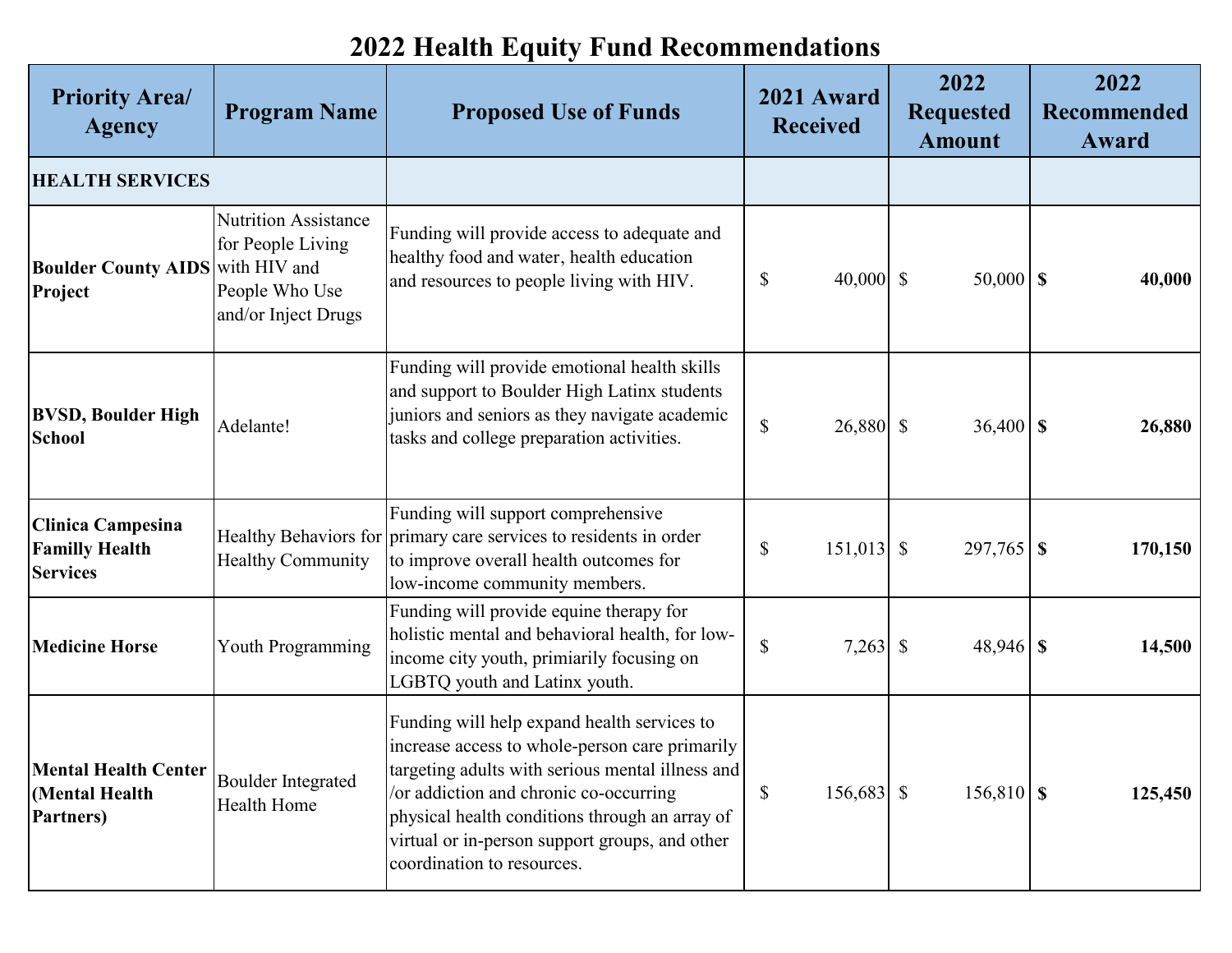# 2022 Health Equity Fund Recommendations

| Priority Area/ Agency | Program Name | Proposed Use of Funds | 2021 Award Received | 2022 Requested Amount | 2022 Recommended Award |
|---|---|---|---|---|---|
| **HEALTH SERVICES** | | | | | |
| **Boulder County AIDS Project** | Nutrition Assistance for People Living with HIV and People Who Use and/or Inject Drugs | Funding will provide access to adequate and healthy food and water, health education and resources to people living with HIV. | $ 40,000 | $ 50,000 | **$ 40,000** |
| **BVSD, Boulder High School** | Adelante! | Funding will provide emotional health skills and support to Boulder High Latinx students juniors and seniors as they navigate academic tasks and college preparation activities. | $ 26,880 | $ 36,400 | **$ 26,880** |
| **Clinica Campesina Familly Health Services** | Healthy Behaviors for Healthy Community | Funding will support comprehensive primary care services to residents in order to improve overall health outcomes for low-income community members. | $ 151,013 | $ 297,765 | **$ 170,150** |
| **Medicine Horse** | Youth Programming | Funding will provide equine therapy for holistic mental and behavioral health, for low-income city youth, primiarily focusing on LGBTQ youth and Latinx youth. | $ 7,263 | $ 48,946 | **$ 14,500** |
| **Mental Health Center (Mental Health Partners)** | Boulder Integrated Health Home | Funding will help expand health services to increase access to whole-person care primarily targeting adults with serious mental illness and /or addiction and chronic co-occurring physical health conditions through an array of virtual or in-person support groups, and other coordination to resources. | $ 156,683 | $ 156,810 | **$ 125,450** |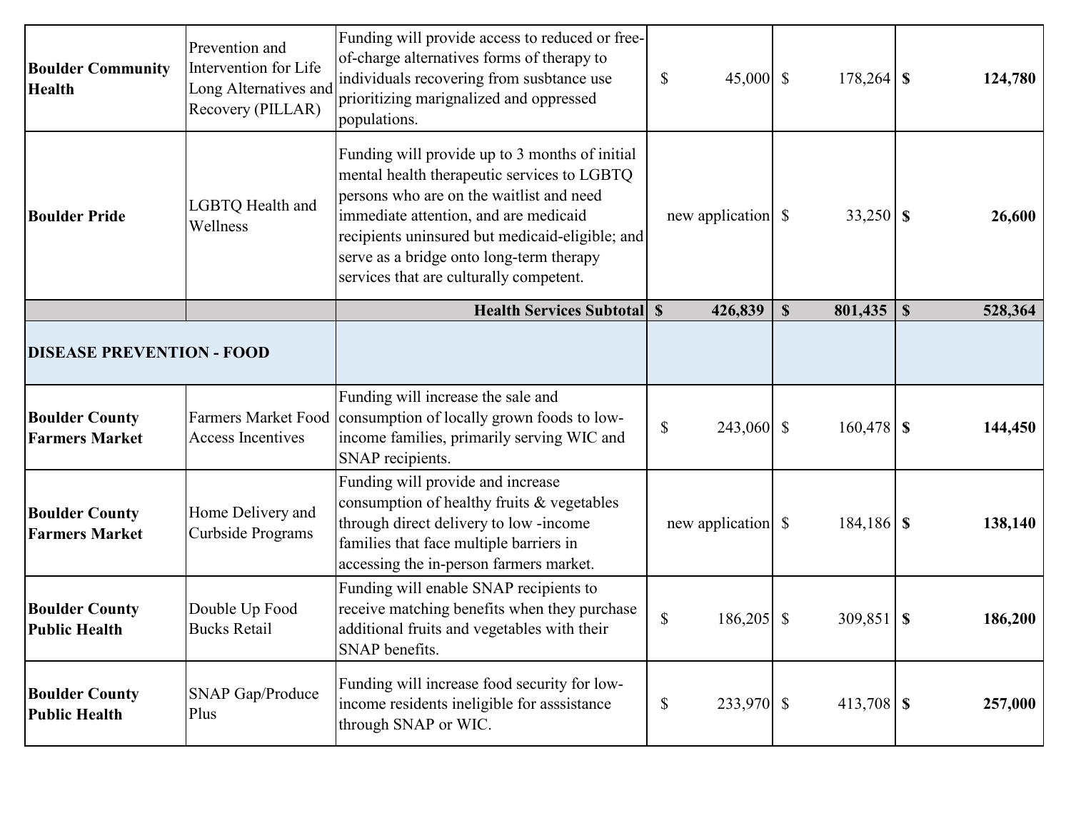| | | | | | |
|---|---|---|---|---|---|
| **Boulder Community Health** | Prevention and Intervention for Life Long Alternatives and Recovery (PILLAR) | Funding will provide access to reduced or free-of-charge alternatives forms of therapy to individuals recovering from susbtance use prioritizing marignalized and oppressed populations. | $ 45,000 | $ 178,264 | **$ 124,780** |
| **Boulder Pride** | LGBTQ Health and Wellness | Funding will provide up to 3 months of initial mental health therapeutic services to LGBTQ persons who are on the waitlist and need immediate attention, and are medicaid recipients uninsured but medicaid-eligible; and serve as a bridge onto long-term therapy services that are culturally competent. | new application | $ 33,250 | **$ 26,600** |
| | | **Health Services Subtotal** | **$ 426,839** | **$ 801,435** | **$ 528,364** |
| **DISEASE PREVENTION - FOOD** | | | | | |
| **Boulder County Farmers Market** | Farmers Market Food Access Incentives | Funding will increase the sale and consumption of locally grown foods to low-income families, primarily serving WIC and SNAP recipients. | $ 243,060 | $ 160,478 | **$ 144,450** |
| **Boulder County Farmers Market** | Home Delivery and Curbside Programs | Funding will provide and increase consumption of healthy fruits & vegetables through direct delivery to low -income families that face multiple barriers in accessing the in-person farmers market. | new application | $ 184,186 | **$ 138,140** |
| **Boulder County Public Health** | Double Up Food Bucks Retail | Funding will enable SNAP recipients to receive matching benefits when they purchase additional fruits and vegetables with their SNAP benefits. | $ 186,205 | $ 309,851 | **$ 186,200** |
| **Boulder County Public Health** | SNAP Gap/Produce Plus | Funding will increase food security for low-income residents ineligible for asssistance through SNAP or WIC. | $ 233,970 | $ 413,708 | **$ 257,000** |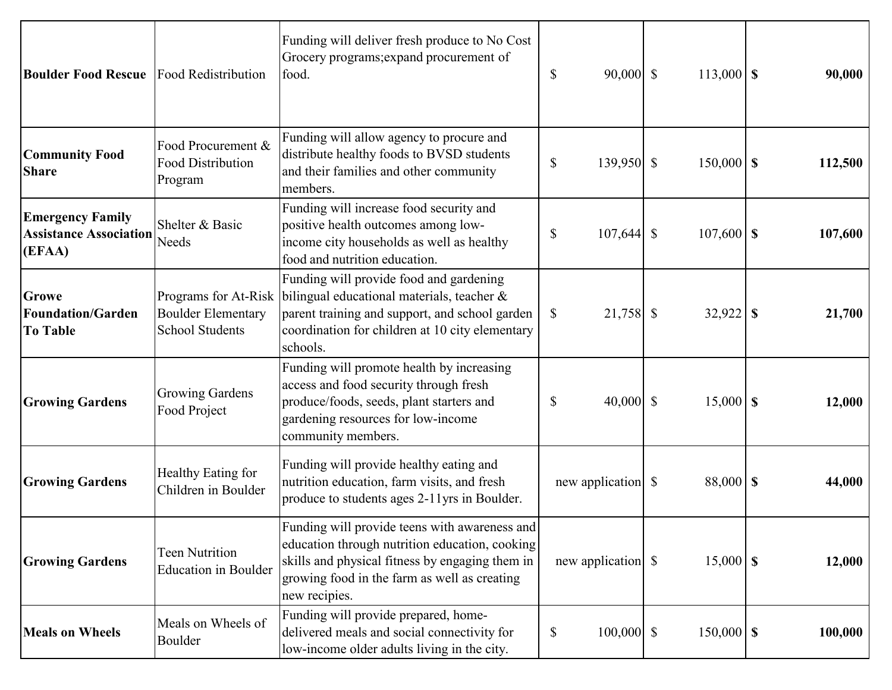| | | | | | |
|---|---|---|---|---|---|
| **Boulder Food Rescue** | Food Redistribution | Funding will deliver fresh produce to No Cost Grocery programs;expand procurement of food. | $ 90,000 | $ 113,000 | **$ 90,000** |
| **Community Food Share** | Food Procurement & Food Distribution Program | Funding will allow agency to procure and distribute healthy foods to BVSD students and their families and other community members. | $ 139,950 | $ 150,000 | **$ 112,500** |
| **Emergency Family Assistance Association (EFAA)** | Shelter & Basic Needs | Funding will increase food security and positive health outcomes among low-income city households as well as healthy food and nutrition education. | $ 107,644 | $ 107,600 | **$ 107,600** |
| **Growe Foundation/Garden To Table** | Programs for At-Risk Boulder Elementary School Students | Funding will provide food and gardening bilingual educational materials, teacher & parent training and support, and school garden coordination for children at 10 city elementary schools. | $ 21,758 | $ 32,922 | **$ 21,700** |
| **Growing Gardens** | Growing Gardens Food Project | Funding will promote health by increasing access and food security through fresh produce/foods, seeds, plant starters and gardening resources for low-income community members. | $ 40,000 | $ 15,000 | **$ 12,000** |
| **Growing Gardens** | Healthy Eating for Children in Boulder | Funding will provide healthy eating and nutrition education, farm visits, and fresh produce to students ages 2-11yrs in Boulder. | new application | $ 88,000 | **$ 44,000** |
| **Growing Gardens** | Teen Nutrition Education in Boulder | Funding will provide teens with awareness and education through nutrition education, cooking skills and physical fitness by engaging them in growing food in the farm as well as creating new recipies. | new application | $ 15,000 | **$ 12,000** |
| **Meals on Wheels** | Meals on Wheels of Boulder | Funding will provide prepared, home-delivered meals and social connectivity for low-income older adults living in the city. | $ 100,000 | $ 150,000 | **$ 100,000** |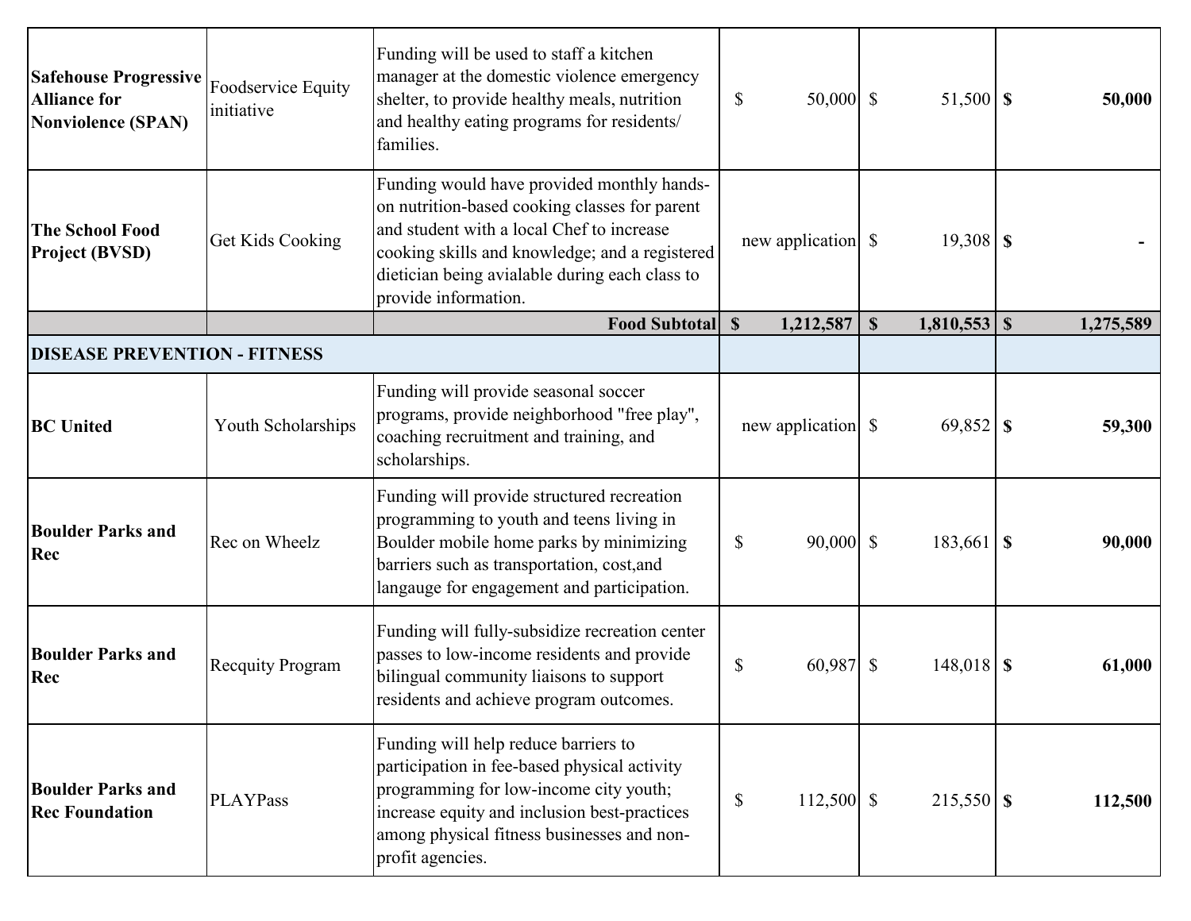| | | | | | |
|---|---|---|---|---|---|
| **Safehouse Progressive Alliance for Nonviolence (SPAN)** | Foodservice Equity initiative | Funding will be used to staff a kitchen manager at the domestic violence emergency shelter, to provide healthy meals, nutrition and healthy eating programs for residents/ families. | $ 50,000 | $ 51,500 | **$ 50,000** |
| **The School Food Project (BVSD)** | Get Kids Cooking | Funding would have provided monthly hands-on nutrition-based cooking classes for parent and student with a local Chef to increase cooking skills and knowledge; and a registered dietician being avialable during each class to provide information. | new application | $ 19,308 | **$ -** |
| | | **Food Subtotal** | **$ 1,212,587** | **$ 1,810,553** | **$ 1,275,589** |
| **DISEASE PREVENTION - FITNESS** | | | | | |
| **BC United** | Youth Scholarships | Funding will provide seasonal soccer programs, provide neighborhood "free play", coaching recruitment and training, and scholarships. | new application | $ 69,852 | **$ 59,300** |
| **Boulder Parks and Rec** | Rec on Wheelz | Funding will provide structured recreation programming to youth and teens living in Boulder mobile home parks by minimizing barriers such as transportation, cost,and langauge for engagement and participation. | $ 90,000 | $ 183,661 | **$ 90,000** |
| **Boulder Parks and Rec** | Recquity Program | Funding will fully-subsidize recreation center passes to low-income residents and provide bilingual community liaisons to support residents and achieve program outcomes. | $ 60,987 | $ 148,018 | **$ 61,000** |
| **Boulder Parks and Rec Foundation** | PLAYPass | Funding will help reduce barriers to participation in fee-based physical activity programming for low-income city youth; increase equity and inclusion best-practices among physical fitness businesses and non-profit agencies. | $ 112,500 | $ 215,550 | **$ 112,500** |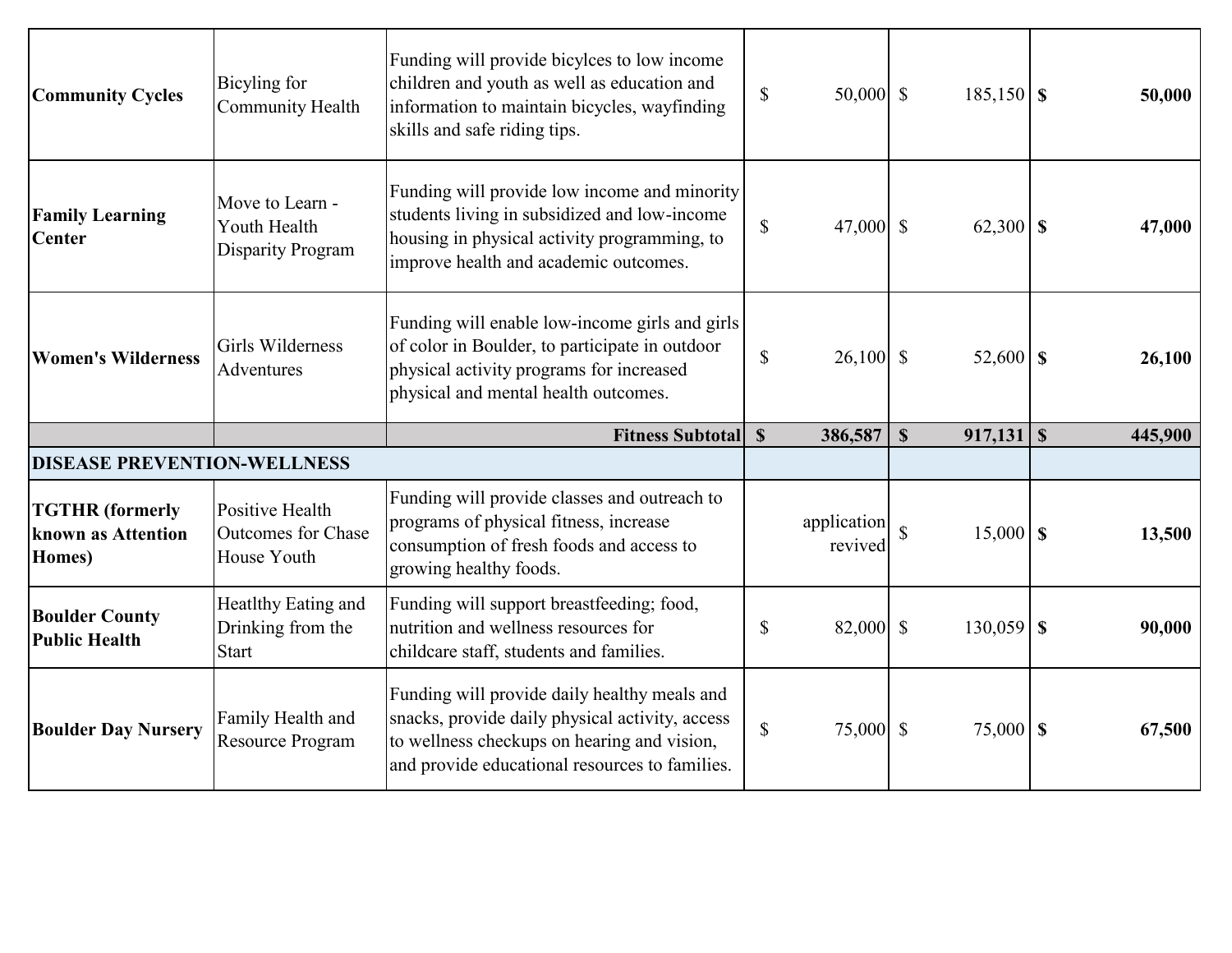| | | | | | |
|---|---|---|---|---|---|
| **Community Cycles** | Bicyling for Community Health | Funding will provide bicylces to low income children and youth as well as education and information to maintain bicycles, wayfinding skills and safe riding tips. | $ 50,000 | $ 185,150 | **$ 50,000** |
| **Family Learning Center** | Move to Learn - Youth Health Disparity Program | Funding will provide low income and minority students living in subsidized and low-income housing in physical activity programming, to improve health and academic outcomes. | $ 47,000 | $ 62,300 | **$ 47,000** |
| **Women's Wilderness** | Girls Wilderness Adventures | Funding will enable low-income girls and girls of color in Boulder, to participate in outdoor physical activity programs for increased physical and mental health outcomes. | $ 26,100 | $ 52,600 | **$ 26,100** |
| | | **Fitness Subtotal** | **$ 386,587** | **$ 917,131** | **$ 445,900** |
| **DISEASE PREVENTION-WELLNESS** | | | | | |
| **TGTHR (formerly known as Attention Homes)** | Positive Health Outcomes for Chase House Youth | Funding will provide classes and outreach to programs of physical fitness, increase consumption of fresh foods and access to growing healthy foods. | application revived | $ 15,000 | **$ 13,500** |
| **Boulder County Public Health** | Heatlthy Eating and Drinking from the Start | Funding will support breastfeeding; food, nutrition and wellness resources for childcare staff, students and families. | $ 82,000 | $ 130,059 | **$ 90,000** |
| **Boulder Day Nursery** | Family Health and Resource Program | Funding will provide daily healthy meals and snacks, provide daily physical activity, access to wellness checkups on hearing and vision, and provide educational resources to families. | $ 75,000 | $ 75,000 | **$ 67,500** |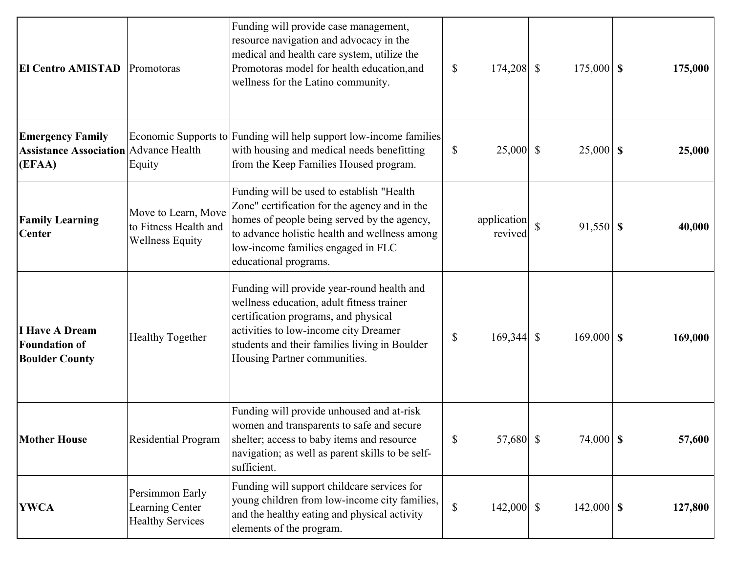| | | | | | |
|---|---|---|---|---|---|
| **El Centro AMISTAD** | Promotoras | Funding will provide case management, resource navigation and advocacy in the medical and health care system, utilize the Promotoras model for health education,and wellness for the Latino community. | $ 174,208 | $ 175,000 | **$ 175,000** |
| **Emergency Family Assistance Association (EFAA)** | Economic Supports to Advance Health Equity | Funding will help support low-income families with housing and medical needs benefitting from the Keep Families Housed program. | $ 25,000 | $ 25,000 | **$ 25,000** |
| **Family Learning Center** | Move to Learn, Move to Fitness Health and Wellness Equity | Funding will be used to establish "Health Zone" certification for the agency and in the homes of people being served by the agency, to advance holistic health and wellness among low-income families engaged in FLC educational programs. | application revived | $ 91,550 | **$ 40,000** |
| **I Have A Dream Foundation of Boulder County** | Healthy Together | Funding will provide year-round health and wellness education, adult fitness trainer certification programs, and physical activities to low-income city Dreamer students and their families living in Boulder Housing Partner communities. | $ 169,344 | $ 169,000 | **$ 169,000** |
| **Mother House** | Residential Program | Funding will provide unhoused and at-risk women and transparents to safe and secure shelter; access to baby items and resource navigation; as well as parent skills to be self-sufficient. | $ 57,680 | $ 74,000 | **$ 57,600** |
| **YWCA** | Persimmon Early Learning Center Healthy Services | Funding will support childcare services for young children from low-income city families, and the healthy eating and physical activity elements of the program. | $ 142,000 | $ 142,000 | **$ 127,800** |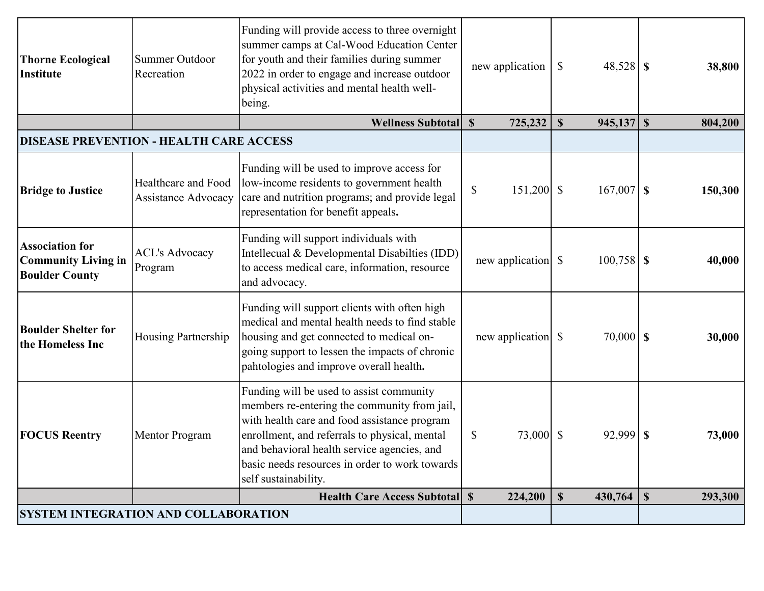| | | | | | |
|---|---|---|---|---|---|
| **Thorne Ecological Institute** | Summer Outdoor Recreation | Funding will provide access to three overnight summer camps at Cal-Wood Education Center for youth and their families during summer 2022 in order to engage and increase outdoor physical activities and mental health well-being. | new application | $ 48,528 | **$ 38,800** |
| | | **Wellness Subtotal** | **$ 725,232** | **$ 945,137** | **$ 804,200** |
| **DISEASE PREVENTION - HEALTH CARE ACCESS** | | | | | |
| **Bridge to Justice** | Healthcare and Food Assistance Advocacy | Funding will be used to improve access for low-income residents to government health care and nutrition programs; and provide legal representation for benefit appeals**.** | $ 151,200 | $ 167,007 | **$ 150,300** |
| **Association for Community Living in Boulder County** | ACL's Advocacy Program | Funding will support individuals with Intellecual & Developmental Disabilties (IDD) to access medical care, information, resource and advocacy. | new application | $ 100,758 | **$ 40,000** |
| **Boulder Shelter for the Homeless Inc** | Housing Partnership | Funding will support clients with often high medical and mental health needs to find stable housing and get connected to medical on-going support to lessen the impacts of chronic pahtologies and improve overall health**.** | new application | $ 70,000 | **$ 30,000** |
| **FOCUS Reentry** | Mentor Program | Funding will be used to assist community members re-entering the community from jail, with health care and food assistance program enrollment, and referrals to physical, mental and behavioral health service agencies, and basic needs resources in order to work towards self sustainability. | $ 73,000 | $ 92,999 | **$ 73,000** |
| | | **Health Care Access Subtotal** | **$ 224,200** | **$ 430,764** | **$ 293,300** |
| **SYSTEM INTEGRATION AND COLLABORATION** | | | | | |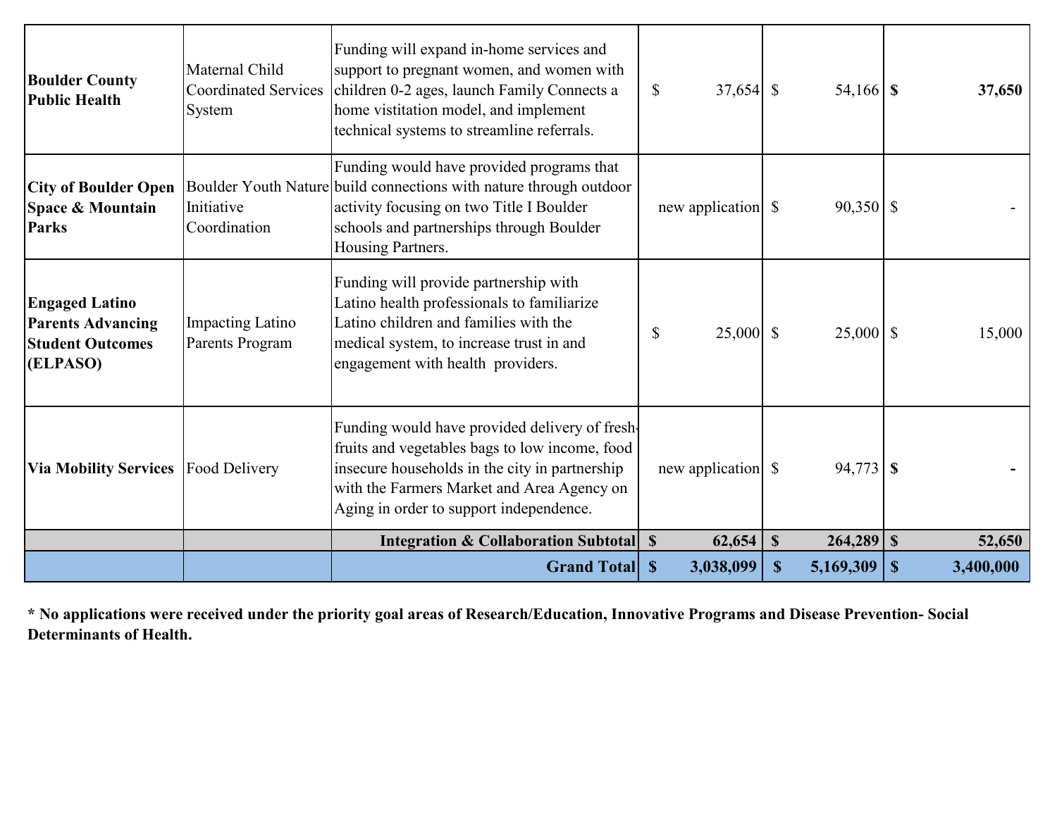| | | | | | |
|---|---|---|---|---|---|
| **Boulder County Public Health** | Maternal Child Coordinated Services System | Funding will expand in-home services and support to pregnant women, and women with children 0-2 ages, launch Family Connects a home vistitation model, and implement technical systems to streamline referrals. | $ 37,654 | $ 54,166 | **$ 37,650** |
| **City of Boulder Open Space & Mountain Parks** | Boulder Youth Nature Initiative Coordination | Funding would have provided programs that build connections with nature through outdoor activity focusing on two Title I Boulder schools and partnerships through Boulder Housing Partners. | new application | $ 90,350 | $ - |
| **Engaged Latino Parents Advancing Student Outcomes (ELPASO)** | Impacting Latino Parents Program | Funding will provide partnership with Latino health professionals to familiarize Latino children and families with the medical system, to increase trust in and engagement with health providers. | $ 25,000 | $ 25,000 | $ 15,000 |
| **Via Mobility Services** | Food Delivery | Funding would have provided delivery of fresh-fruits and vegetables bags to low income, food insecure households in the city in partnership with the Farmers Market and Area Agency on Aging in order to support independence. | new application | $ 94,773 | **$ -** |
| | | **Integration & Collaboration Subtotal** | **$ 62,654** | **$ 264,289** | **$ 52,650** |
| | | **Grand Total** | **$ 3,038,099** | **$ 5,169,309** | **$ 3,400,000** |

**\* No applications were received under the priority goal areas of Research/Education, Innovative Programs and Disease Prevention- Social Determinants of Health.**